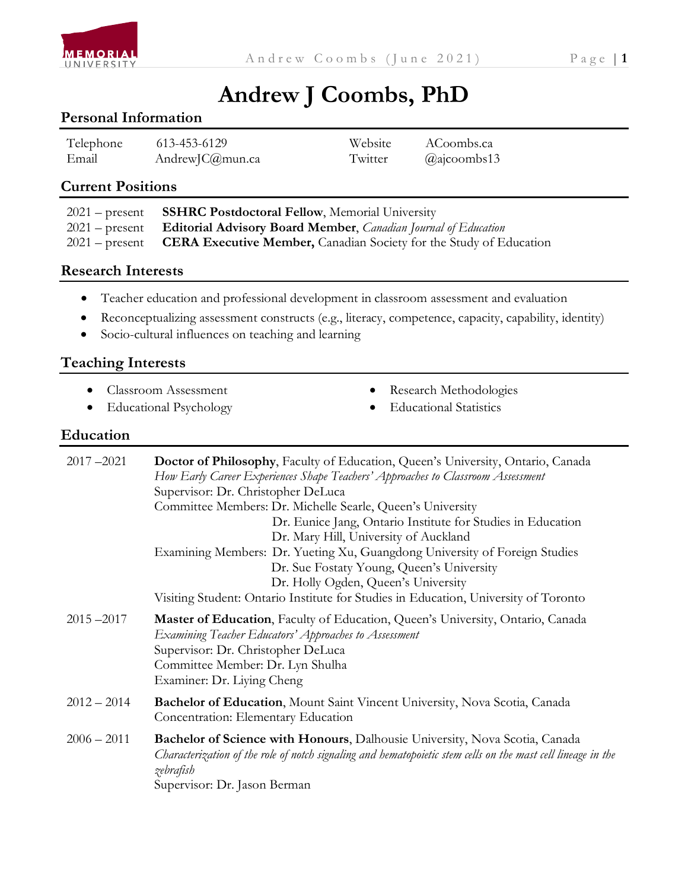# Andrew J Coombs, PhD

## Personal Information

| | | | |
|---|---|---|---|
| Telephone | 613-453-6129 | Website | ACoombs.ca |
| Email | AndrewJC@mun.ca | Twitter | @ajcoombs13 |

## Current Positions

2021 – present **SSHRC Postdoctoral Fellow**, Memorial University
2021 – present **Editorial Advisory Board Member**, *Canadian Journal of Education*
2021 – present **CERA Executive Member,** Canadian Society for the Study of Education

## Research Interests

- Teacher education and professional development in classroom assessment and evaluation
- Reconceptualizing assessment constructs (e.g., literacy, competence, capacity, capability, identity)
- Socio-cultural influences on teaching and learning

## Teaching Interests

- Classroom Assessment
- Educational Psychology
- Research Methodologies
- Educational Statistics

## Education

2017 –2021 **Doctor of Philosophy**, Faculty of Education, Queen's University, Ontario, Canada
*How Early Career Experiences Shape Teachers' Approaches to Classroom Assessment*
Supervisor: Dr. Christopher DeLuca
Committee Members: Dr. Michelle Searle, Queen's University
Dr. Eunice Jang, Ontario Institute for Studies in Education
Dr. Mary Hill, University of Auckland
Examining Members: Dr. Yueting Xu, Guangdong University of Foreign Studies
Dr. Sue Fostaty Young, Queen's University
Dr. Holly Ogden, Queen's University
Visiting Student: Ontario Institute for Studies in Education, University of Toronto

2015 –2017 **Master of Education**, Faculty of Education, Queen's University, Ontario, Canada
*Examining Teacher Educators' Approaches to Assessment*
Supervisor: Dr. Christopher DeLuca
Committee Member: Dr. Lyn Shulha
Examiner: Dr. Liying Cheng

2012 – 2014 **Bachelor of Education**, Mount Saint Vincent University, Nova Scotia, Canada
Concentration: Elementary Education

2006 – 2011 **Bachelor of Science with Honours**, Dalhousie University, Nova Scotia, Canada
*Characterization of the role of notch signaling and hematopoietic stem cells on the mast cell lineage in the zebrafish*
Supervisor: Dr. Jason Berman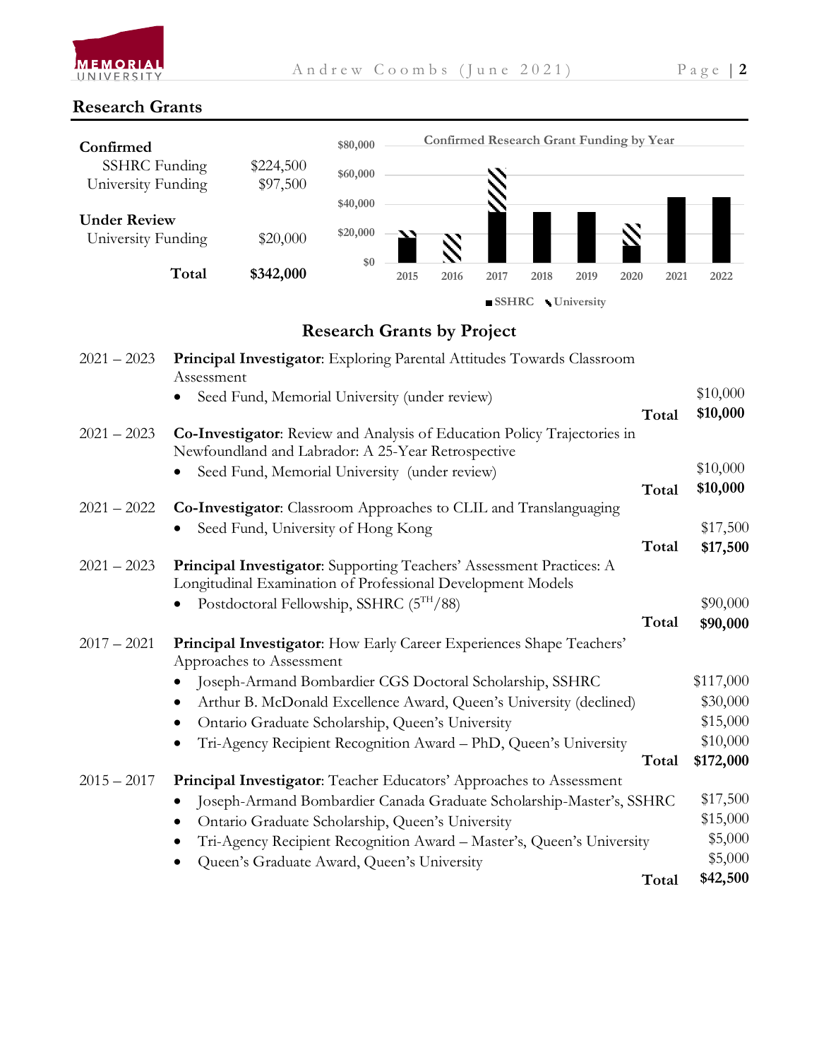## Research Grants

| | |
|---|---|
| **Confirmed** | |
| SSHRC Funding | $224,500 |
| University Funding | $97,500 |
| **Under Review** | |
| University Funding | $20,000 |
| **Total** | **$342,000** |

**Confirmed Research Grant Funding by Year**

$80,000
$60,000
$40,000
$20,000
$0

2015 2016 2017 2018 2019 2020 2021 2022

SSHRC University

### Research Grants by Project

2021 – 2023 **Principal Investigator**: Exploring Parental Attitudes Towards Classroom Assessment

- Seed Fund, Memorial University (under review) — $10,000

**Total** **$10,000**

2021 – 2023 **Co-Investigator**: Review and Analysis of Education Policy Trajectories in Newfoundland and Labrador: A 25-Year Retrospective

- Seed Fund, Memorial University (under review) — $10,000

**Total** **$10,000**

2021 – 2022 **Co-Investigator**: Classroom Approaches to CLIL and Translanguaging

- Seed Fund, University of Hong Kong — $17,500

**Total** **$17,500**

2021 – 2023 **Principal Investigator**: Supporting Teachers' Assessment Practices: A Longitudinal Examination of Professional Development Models

- Postdoctoral Fellowship, SSHRC (5TH/88) — $90,000

**Total** **$90,000**

2017 – 2021 **Principal Investigator**: How Early Career Experiences Shape Teachers' Approaches to Assessment

- Joseph-Armand Bombardier CGS Doctoral Scholarship, SSHRC — $117,000
- Arthur B. McDonald Excellence Award, Queen's University (declined) — $30,000
- Ontario Graduate Scholarship, Queen's University — $15,000
- Tri-Agency Recipient Recognition Award – PhD, Queen's University — $10,000

**Total** **$172,000**

2015 – 2017 **Principal Investigator**: Teacher Educators' Approaches to Assessment

- Joseph-Armand Bombardier Canada Graduate Scholarship-Master's, SSHRC — $17,500
- Ontario Graduate Scholarship, Queen's University — $15,000
- Tri-Agency Recipient Recognition Award – Master's, Queen's University — $5,000
- Queen's Graduate Award, Queen's University — $5,000

**Total** **$42,500**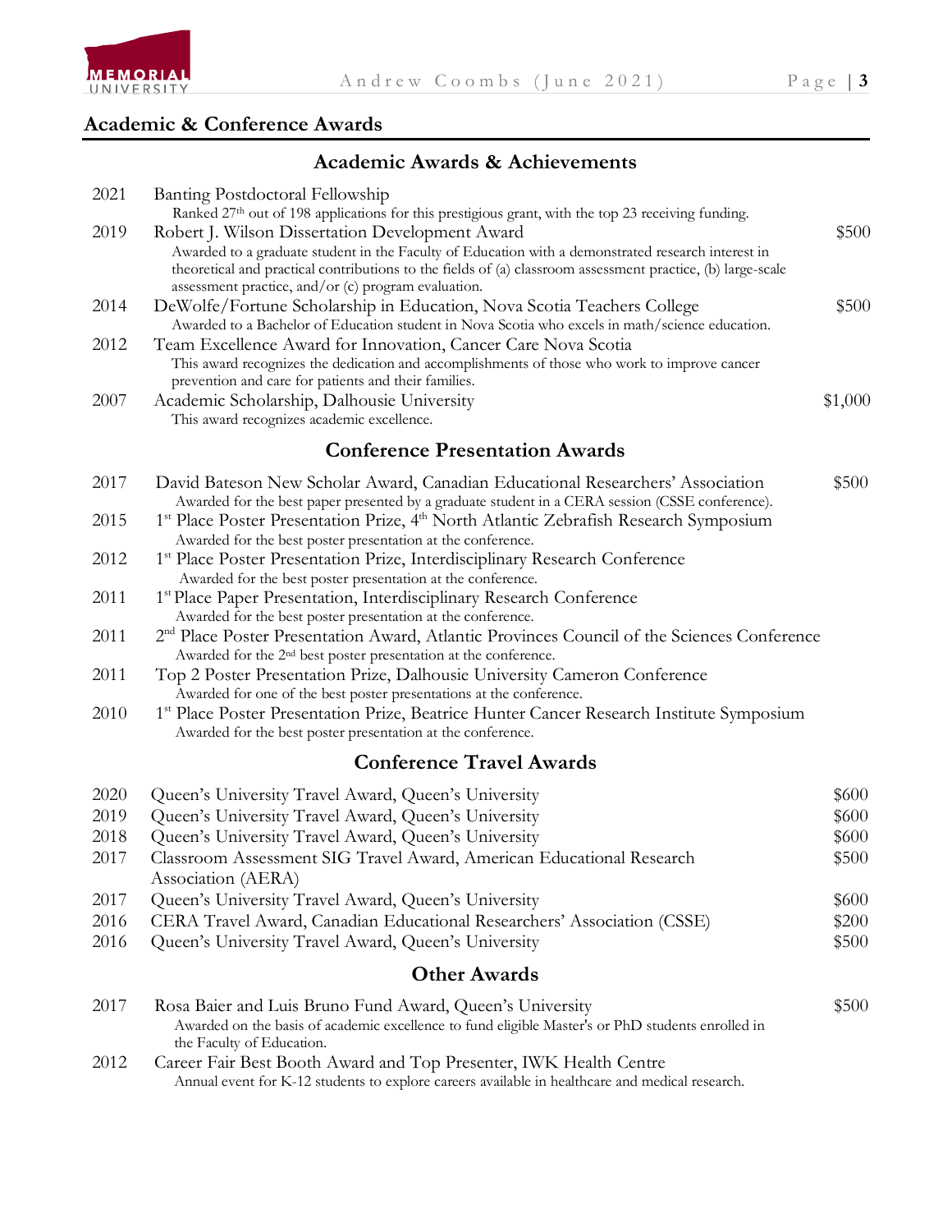## Academic & Conference Awards

### Academic Awards & Achievements

| | | |
|---|---|---|
| 2021 | Banting Postdoctoral Fellowship<br>Ranked 27th out of 198 applications for this prestigious grant, with the top 23 receiving funding. | |
| 2019 | Robert J. Wilson Dissertation Development Award<br>Awarded to a graduate student in the Faculty of Education with a demonstrated research interest in theoretical and practical contributions to the fields of (a) classroom assessment practice, (b) large-scale assessment practice, and/or (c) program evaluation. | $500 |
| 2014 | DeWolfe/Fortune Scholarship in Education, Nova Scotia Teachers College<br>Awarded to a Bachelor of Education student in Nova Scotia who excels in math/science education. | $500 |
| 2012 | Team Excellence Award for Innovation, Cancer Care Nova Scotia<br>This award recognizes the dedication and accomplishments of those who work to improve cancer prevention and care for patients and their families. | |
| 2007 | Academic Scholarship, Dalhousie University<br>This award recognizes academic excellence. | $1,000 |

### Conference Presentation Awards

| | | |
|---|---|---|
| 2017 | David Bateson New Scholar Award, Canadian Educational Researchers' Association<br>Awarded for the best paper presented by a graduate student in a CERA session (CSSE conference). | $500 |
| 2015 | 1st Place Poster Presentation Prize, 4th North Atlantic Zebrafish Research Symposium<br>Awarded for the best poster presentation at the conference. | |
| 2012 | 1st Place Poster Presentation Prize, Interdisciplinary Research Conference<br>Awarded for the best poster presentation at the conference. | |
| 2011 | 1st Place Paper Presentation, Interdisciplinary Research Conference<br>Awarded for the best poster presentation at the conference. | |
| 2011 | 2nd Place Poster Presentation Award, Atlantic Provinces Council of the Sciences Conference<br>Awarded for the 2nd best poster presentation at the conference. | |
| 2011 | Top 2 Poster Presentation Prize, Dalhousie University Cameron Conference<br>Awarded for one of the best poster presentations at the conference. | |
| 2010 | 1st Place Poster Presentation Prize, Beatrice Hunter Cancer Research Institute Symposium<br>Awarded for the best poster presentation at the conference. | |

### Conference Travel Awards

| | | |
|---|---|---|
| 2020 | Queen's University Travel Award, Queen's University | $600 |
| 2019 | Queen's University Travel Award, Queen's University | $600 |
| 2018 | Queen's University Travel Award, Queen's University | $600 |
| 2017 | Classroom Assessment SIG Travel Award, American Educational Research Association (AERA) | $500 |
| 2017 | Queen's University Travel Award, Queen's University | $600 |
| 2016 | CERA Travel Award, Canadian Educational Researchers' Association (CSSE) | $200 |
| 2016 | Queen's University Travel Award, Queen's University | $500 |

### Other Awards

| | | |
|---|---|---|
| 2017 | Rosa Baier and Luis Bruno Fund Award, Queen's University<br>Awarded on the basis of academic excellence to fund eligible Master's or PhD students enrolled in the Faculty of Education. | $500 |
| 2012 | Career Fair Best Booth Award and Top Presenter, IWK Health Centre<br>Annual event for K-12 students to explore careers available in healthcare and medical research. | |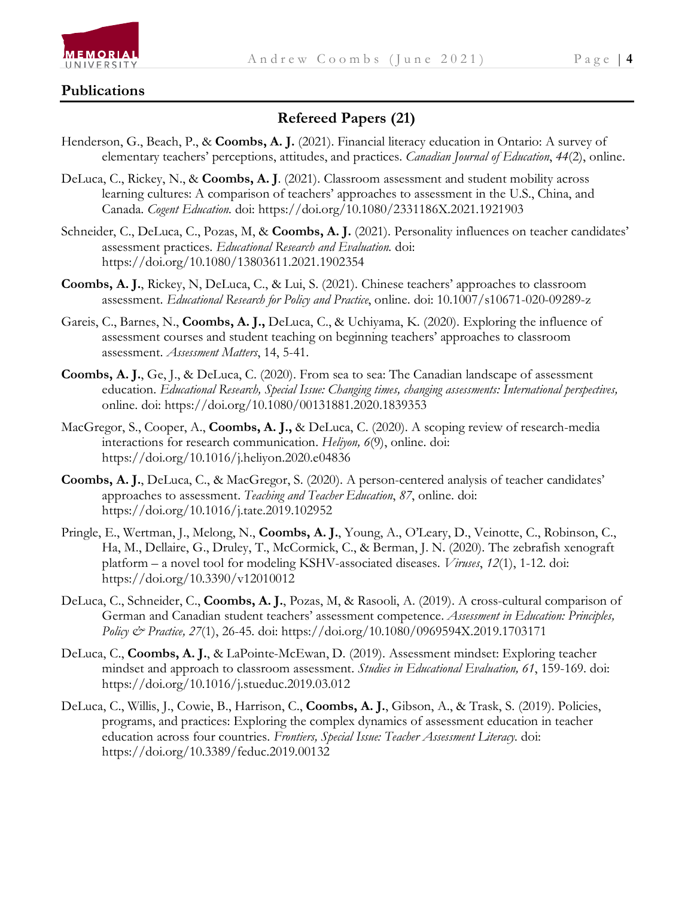## Publications

### Refereed Papers (21)

Henderson, G., Beach, P., & **Coombs, A. J.** (2021). Financial literacy education in Ontario: A survey of elementary teachers' perceptions, attitudes, and practices. *Canadian Journal of Education*, *44*(2), online.

DeLuca, C., Rickey, N., & **Coombs, A. J**. (2021). Classroom assessment and student mobility across learning cultures: A comparison of teachers' approaches to assessment in the U.S., China, and Canada. *Cogent Education.* doi: https://doi.org/10.1080/2331186X.2021.1921903

Schneider, C., DeLuca, C., Pozas, M, & **Coombs, A. J.** (2021). Personality influences on teacher candidates' assessment practices. *Educational Research and Evaluation.* doi: https://doi.org/10.1080/13803611.2021.1902354

**Coombs, A. J.**, Rickey, N, DeLuca, C., & Lui, S. (2021). Chinese teachers' approaches to classroom assessment. *Educational Research for Policy and Practice*, online. doi: 10.1007/s10671-020-09289-z

Gareis, C., Barnes, N., **Coombs, A. J.,** DeLuca, C., & Uchiyama, K. (2020). Exploring the influence of assessment courses and student teaching on beginning teachers' approaches to classroom assessment. *Assessment Matters*, 14, 5-41.

**Coombs, A. J.**, Ge, J., & DeLuca, C. (2020). From sea to sea: The Canadian landscape of assessment education. *Educational Research, Special Issue: Changing times, changing assessments: International perspectives,* online. doi: https://doi.org/10.1080/00131881.2020.1839353

MacGregor, S., Cooper, A., **Coombs, A. J.,** & DeLuca, C. (2020). A scoping review of research-media interactions for research communication. *Heliyon, 6*(9), online. doi: https://doi.org/10.1016/j.heliyon.2020.e04836

**Coombs, A. J.**, DeLuca, C., & MacGregor, S. (2020). A person-centered analysis of teacher candidates' approaches to assessment. *Teaching and Teacher Education*, *87*, online. doi: https://doi.org/10.1016/j.tate.2019.102952

Pringle, E., Wertman, J., Melong, N., **Coombs, A. J.**, Young, A., O'Leary, D., Veinotte, C., Robinson, C., Ha, M., Dellaire, G., Druley, T., McCormick, C., & Berman, J. N. (2020). The zebrafish xenograft platform – a novel tool for modeling KSHV-associated diseases. *Viruses*, *12*(1), 1-12. doi: https://doi.org/10.3390/v12010012

DeLuca, C., Schneider, C., **Coombs, A. J.**, Pozas, M, & Rasooli, A. (2019). A cross-cultural comparison of German and Canadian student teachers' assessment competence. *Assessment in Education: Principles, Policy & Practice, 27*(1), 26-45. doi: https://doi.org/10.1080/0969594X.2019.1703171

DeLuca, C., **Coombs, A. J.**, & LaPointe-McEwan, D. (2019). Assessment mindset: Exploring teacher mindset and approach to classroom assessment. *Studies in Educational Evaluation, 61*, 159-169. doi: https://doi.org/10.1016/j.stueduc.2019.03.012

DeLuca, C., Willis, J., Cowie, B., Harrison, C., **Coombs, A. J.**, Gibson, A., & Trask, S. (2019). Policies, programs, and practices: Exploring the complex dynamics of assessment education in teacher education across four countries. *Frontiers, Special Issue: Teacher Assessment Literacy.* doi: https://doi.org/10.3389/feduc.2019.00132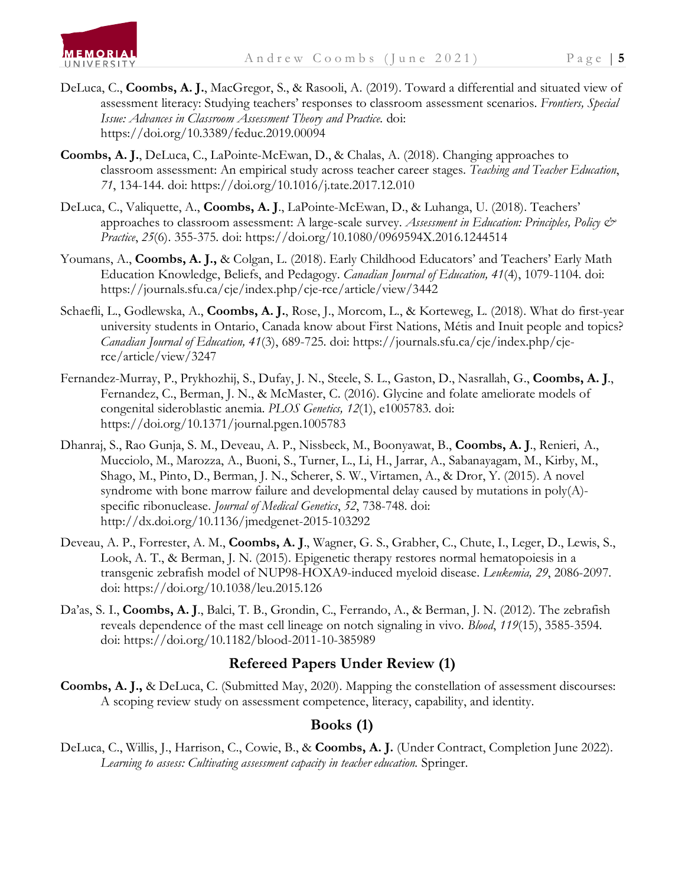DeLuca, C., **Coombs, A. J.**, MacGregor, S., & Rasooli, A. (2019). Toward a differential and situated view of assessment literacy: Studying teachers' responses to classroom assessment scenarios. *Frontiers, Special Issue: Advances in Classroom Assessment Theory and Practice.* doi: https://doi.org/10.3389/feduc.2019.00094

**Coombs, A. J.**, DeLuca, C., LaPointe-McEwan, D., & Chalas, A. (2018). Changing approaches to classroom assessment: An empirical study across teacher career stages. *Teaching and Teacher Education*, *71*, 134-144. doi: https://doi.org/10.1016/j.tate.2017.12.010

DeLuca, C., Valiquette, A., **Coombs, A. J**., LaPointe-McEwan, D., & Luhanga, U. (2018). Teachers' approaches to classroom assessment: A large-scale survey. *Assessment in Education: Principles, Policy & Practice*, *25*(6). 355-375. doi: https://doi.org/10.1080/0969594X.2016.1244514

Youmans, A., **Coombs, A. J.,** & Colgan, L. (2018). Early Childhood Educators' and Teachers' Early Math Education Knowledge, Beliefs, and Pedagogy. *Canadian Journal of Education, 41*(4), 1079-1104. doi: https://journals.sfu.ca/cje/index.php/cje-rce/article/view/3442

Schaefli, L., Godlewska, A., **Coombs, A. J**., Rose, J., Morcom, L., & Korteweg, L. (2018). What do first-year university students in Ontario, Canada know about First Nations, Métis and Inuit people and topics? *Canadian Journal of Education, 41*(3), 689-725. doi: https://journals.sfu.ca/cje/index.php/cje-rce/article/view/3247

Fernandez-Murray, P., Prykhozhij, S., Dufay, J. N., Steele, S. L., Gaston, D., Nasrallah, G., **Coombs, A. J**., Fernandez, C., Berman, J. N., & McMaster, C. (2016). Glycine and folate ameliorate models of congenital sideroblastic anemia. *PLOS Genetics, 12*(1), e1005783. doi: https://doi.org/10.1371/journal.pgen.1005783

Dhanraj, S., Rao Gunja, S. M., Deveau, A. P., Nissbeck, M., Boonyawat, B., **Coombs, A. J**., Renieri, A., Mucciolo, M., Marozza, A., Buoni, S., Turner, L., Li, H., Jarrar, A., Sabanayagam, M., Kirby, M., Shago, M., Pinto, D., Berman, J. N., Scherer, S. W., Virtamen, A., & Dror, Y. (2015). A novel syndrome with bone marrow failure and developmental delay caused by mutations in poly(A)-specific ribonuclease. *Journal of Medical Genetics*, *52*, 738-748. doi: http://dx.doi.org/10.1136/jmedgenet-2015-103292

Deveau, A. P., Forrester, A. M., **Coombs, A. J**., Wagner, G. S., Grabher, C., Chute, I., Leger, D., Lewis, S., Look, A. T., & Berman, J. N. (2015). Epigenetic therapy restores normal hematopoiesis in a transgenic zebrafish model of NUP98-HOXA9-induced myeloid disease. *Leukemia, 29*, 2086-2097. doi: https://doi.org/10.1038/leu.2015.126

Da'as, S. I., **Coombs, A. J**., Balci, T. B., Grondin, C., Ferrando, A., & Berman, J. N. (2012). The zebrafish reveals dependence of the mast cell lineage on notch signaling in vivo. *Blood*, *119*(15), 3585-3594. doi: https://doi.org/10.1182/blood-2011-10-385989

## Refereed Papers Under Review (1)

**Coombs, A. J.,** & DeLuca, C. (Submitted May, 2020). Mapping the constellation of assessment discourses: A scoping review study on assessment competence, literacy, capability, and identity.

## Books (1)

DeLuca, C., Willis, J., Harrison, C., Cowie, B., & **Coombs, A. J.** (Under Contract, Completion June 2022). *Learning to assess: Cultivating assessment capacity in teacher education.* Springer.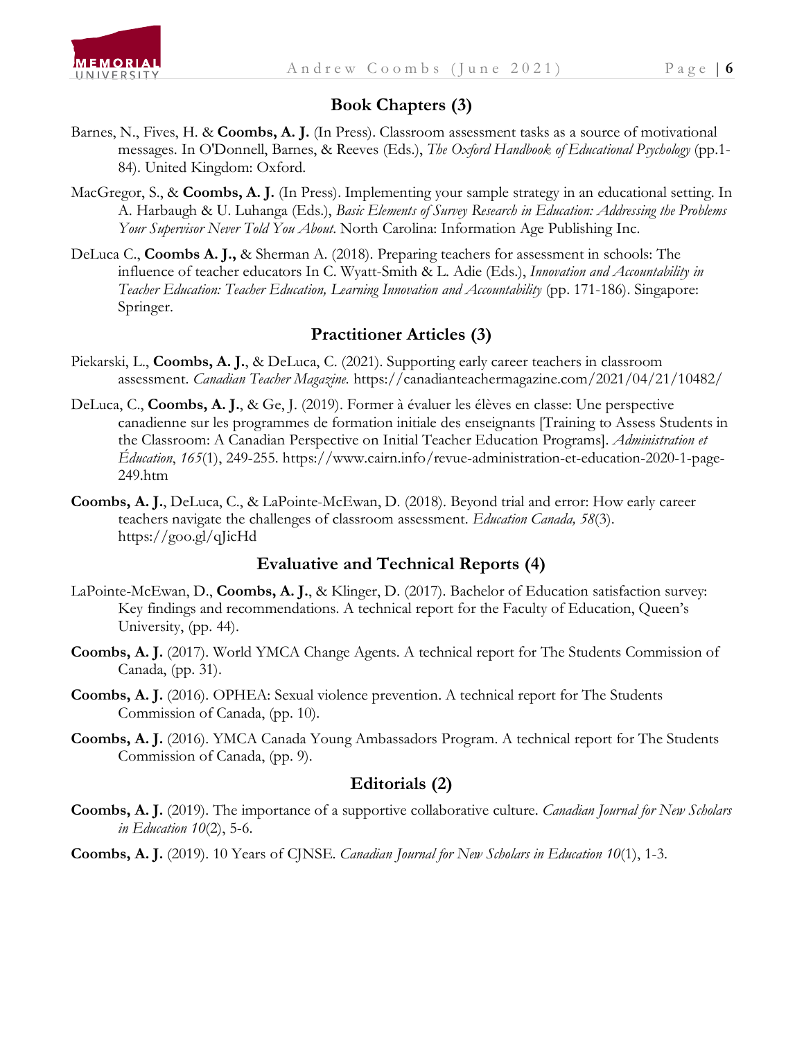## Book Chapters (3)

Barnes, N., Fives, H. & **Coombs, A. J.** (In Press). Classroom assessment tasks as a source of motivational messages. In O'Donnell, Barnes, & Reeves (Eds.), *The Oxford Handbook of Educational Psychology* (pp.1-84). United Kingdom: Oxford.

MacGregor, S., & **Coombs, A. J.** (In Press). Implementing your sample strategy in an educational setting. In A. Harbaugh & U. Luhanga (Eds.), *Basic Elements of Survey Research in Education: Addressing the Problems Your Supervisor Never Told You About*. North Carolina: Information Age Publishing Inc.

DeLuca C., **Coombs A. J.,** & Sherman A. (2018). Preparing teachers for assessment in schools: The influence of teacher educators In C. Wyatt-Smith & L. Adie (Eds.), *Innovation and Accountability in Teacher Education: Teacher Education, Learning Innovation and Accountability* (pp. 171-186). Singapore: Springer.

## Practitioner Articles (3)

Piekarski, L., **Coombs, A. J.**, & DeLuca, C. (2021). Supporting early career teachers in classroom assessment. *Canadian Teacher Magazine.* https://canadianteachermagazine.com/2021/04/21/10482/

DeLuca, C., **Coombs, A. J.**, & Ge, J. (2019). Former à évaluer les élèves en classe: Une perspective canadienne sur les programmes de formation initiale des enseignants [Training to Assess Students in the Classroom: A Canadian Perspective on Initial Teacher Education Programs]. *Administration et Éducation*, *165*(1), 249-255. https://www.cairn.info/revue-administration-et-education-2020-1-page-249.htm

**Coombs, A. J.**, DeLuca, C., & LaPointe-McEwan, D. (2018). Beyond trial and error: How early career teachers navigate the challenges of classroom assessment. *Education Canada, 58*(3). https://goo.gl/qJicHd

## Evaluative and Technical Reports (4)

LaPointe-McEwan, D., **Coombs, A. J.**, & Klinger, D. (2017). Bachelor of Education satisfaction survey: Key findings and recommendations. A technical report for the Faculty of Education, Queen's University, (pp. 44).

**Coombs, A. J.** (2017). World YMCA Change Agents. A technical report for The Students Commission of Canada, (pp. 31).

**Coombs, A. J.** (2016). OPHEA: Sexual violence prevention. A technical report for The Students Commission of Canada, (pp. 10).

**Coombs, A. J.** (2016). YMCA Canada Young Ambassadors Program. A technical report for The Students Commission of Canada, (pp. 9).

## Editorials (2)

**Coombs, A. J.** (2019). The importance of a supportive collaborative culture. *Canadian Journal for New Scholars in Education 10*(2), 5-6.

**Coombs, A. J.** (2019). 10 Years of CJNSE. *Canadian Journal for New Scholars in Education 10*(1), 1-3.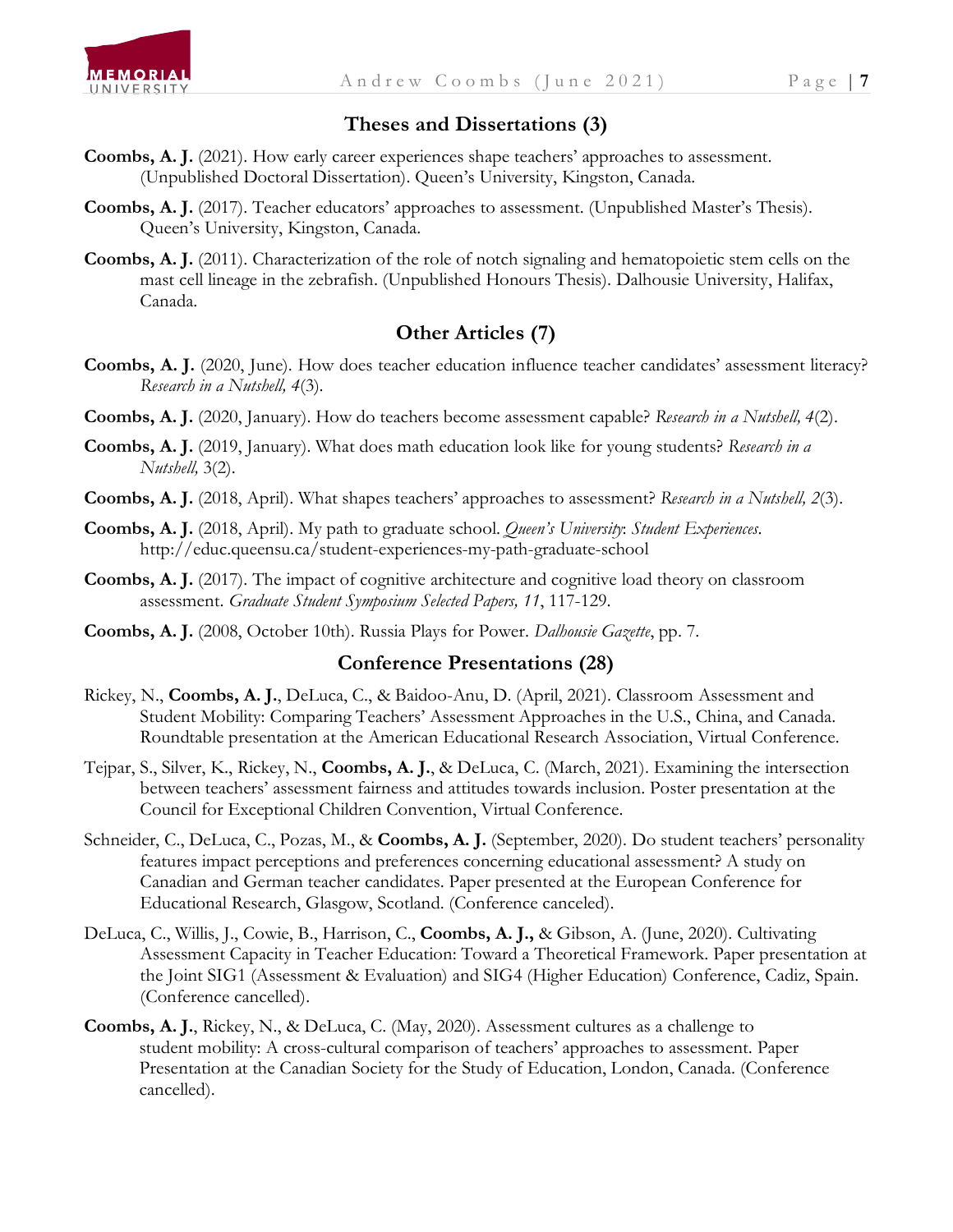## Theses and Dissertations (3)

**Coombs, A. J.** (2021). How early career experiences shape teachers' approaches to assessment. (Unpublished Doctoral Dissertation). Queen's University, Kingston, Canada.

**Coombs, A. J.** (2017). Teacher educators' approaches to assessment. (Unpublished Master's Thesis). Queen's University, Kingston, Canada.

**Coombs, A. J.** (2011). Characterization of the role of notch signaling and hematopoietic stem cells on the mast cell lineage in the zebrafish. (Unpublished Honours Thesis). Dalhousie University, Halifax, Canada.

## Other Articles (7)

**Coombs, A. J.** (2020, June). How does teacher education influence teacher candidates' assessment literacy? *Research in a Nutshell, 4*(3).

**Coombs, A. J.** (2020, January). How do teachers become assessment capable? *Research in a Nutshell, 4*(2).

**Coombs, A. J.** (2019, January). What does math education look like for young students? *Research in a Nutshell,* 3(2).

**Coombs, A. J.** (2018, April). What shapes teachers' approaches to assessment? *Research in a Nutshell, 2*(3).

**Coombs, A. J.** (2018, April). My path to graduate school. *Queen's University*: *Student Experiences*. http://educ.queensu.ca/student-experiences-my-path-graduate-school

**Coombs, A. J.** (2017). The impact of cognitive architecture and cognitive load theory on classroom assessment. *Graduate Student Symposium Selected Papers, 11*, 117-129.

**Coombs, A. J.** (2008, October 10th). Russia Plays for Power. *Dalhousie Gazette*, pp. 7.

## Conference Presentations (28)

Rickey, N., **Coombs, A. J.**, DeLuca, C., & Baidoo-Anu, D. (April, 2021). Classroom Assessment and Student Mobility: Comparing Teachers' Assessment Approaches in the U.S., China, and Canada. Roundtable presentation at the American Educational Research Association, Virtual Conference.

Tejpar, S., Silver, K., Rickey, N., **Coombs, A. J.**, & DeLuca, C. (March, 2021). Examining the intersection between teachers' assessment fairness and attitudes towards inclusion. Poster presentation at the Council for Exceptional Children Convention, Virtual Conference.

Schneider, C., DeLuca, C., Pozas, M., & **Coombs, A. J.** (September, 2020). Do student teachers' personality features impact perceptions and preferences concerning educational assessment? A study on Canadian and German teacher candidates. Paper presented at the European Conference for Educational Research, Glasgow, Scotland. (Conference canceled).

DeLuca, C., Willis, J., Cowie, B., Harrison, C., **Coombs, A. J.,** & Gibson, A. (June, 2020). Cultivating Assessment Capacity in Teacher Education: Toward a Theoretical Framework. Paper presentation at the Joint SIG1 (Assessment & Evaluation) and SIG4 (Higher Education) Conference, Cadiz, Spain. (Conference cancelled).

**Coombs, A. J.**, Rickey, N., & DeLuca, C. (May, 2020). Assessment cultures as a challenge to student mobility: A cross-cultural comparison of teachers' approaches to assessment. Paper Presentation at the Canadian Society for the Study of Education, London, Canada. (Conference cancelled).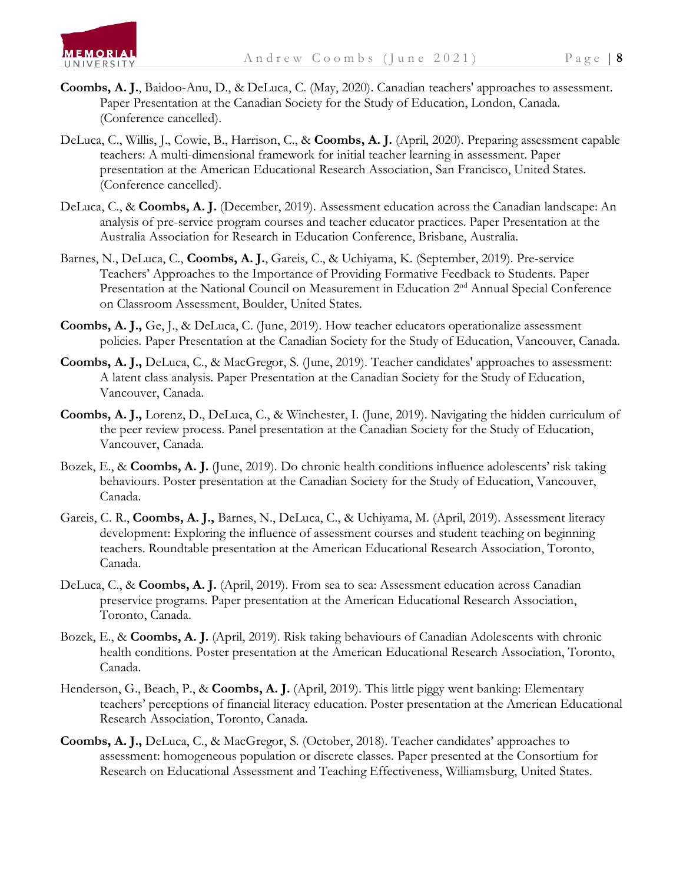**Coombs, A. J.**, Baidoo-Anu, D., & DeLuca, C. (May, 2020). Canadian teachers' approaches to assessment. Paper Presentation at the Canadian Society for the Study of Education, London, Canada. (Conference cancelled).

DeLuca, C., Willis, J., Cowie, B., Harrison, C., & **Coombs, A. J.** (April, 2020). Preparing assessment capable teachers: A multi-dimensional framework for initial teacher learning in assessment. Paper presentation at the American Educational Research Association, San Francisco, United States. (Conference cancelled).

DeLuca, C., & **Coombs, A. J.** (December, 2019). Assessment education across the Canadian landscape: An analysis of pre-service program courses and teacher educator practices. Paper Presentation at the Australia Association for Research in Education Conference, Brisbane, Australia.

Barnes, N., DeLuca, C., **Coombs, A. J.**, Gareis, C., & Uchiyama, K. (September, 2019). Pre-service Teachers' Approaches to the Importance of Providing Formative Feedback to Students. Paper Presentation at the National Council on Measurement in Education 2nd Annual Special Conference on Classroom Assessment, Boulder, United States.

**Coombs, A. J.,** Ge, J., & DeLuca, C. (June, 2019). How teacher educators operationalize assessment policies. Paper Presentation at the Canadian Society for the Study of Education, Vancouver, Canada.

**Coombs, A. J.,** DeLuca, C., & MacGregor, S. (June, 2019). Teacher candidates' approaches to assessment: A latent class analysis. Paper Presentation at the Canadian Society for the Study of Education, Vancouver, Canada.

**Coombs, A. J.,** Lorenz, D., DeLuca, C., & Winchester, I. (June, 2019). Navigating the hidden curriculum of the peer review process. Panel presentation at the Canadian Society for the Study of Education, Vancouver, Canada.

Bozek, E., & **Coombs, A. J.** (June, 2019). Do chronic health conditions influence adolescents' risk taking behaviours. Poster presentation at the Canadian Society for the Study of Education, Vancouver, Canada.

Gareis, C. R., **Coombs, A. J.,** Barnes, N., DeLuca, C., & Uchiyama, M. (April, 2019). Assessment literacy development: Exploring the influence of assessment courses and student teaching on beginning teachers. Roundtable presentation at the American Educational Research Association, Toronto, Canada.

DeLuca, C., & **Coombs, A. J.** (April, 2019). From sea to sea: Assessment education across Canadian preservice programs. Paper presentation at the American Educational Research Association, Toronto, Canada.

Bozek, E., & **Coombs, A. J.** (April, 2019). Risk taking behaviours of Canadian Adolescents with chronic health conditions. Poster presentation at the American Educational Research Association, Toronto, Canada.

Henderson, G., Beach, P., & **Coombs, A. J.** (April, 2019). This little piggy went banking: Elementary teachers' perceptions of financial literacy education. Poster presentation at the American Educational Research Association, Toronto, Canada.

**Coombs, A. J.,** DeLuca, C., & MacGregor, S. (October, 2018). Teacher candidates' approaches to assessment: homogeneous population or discrete classes. Paper presented at the Consortium for Research on Educational Assessment and Teaching Effectiveness, Williamsburg, United States.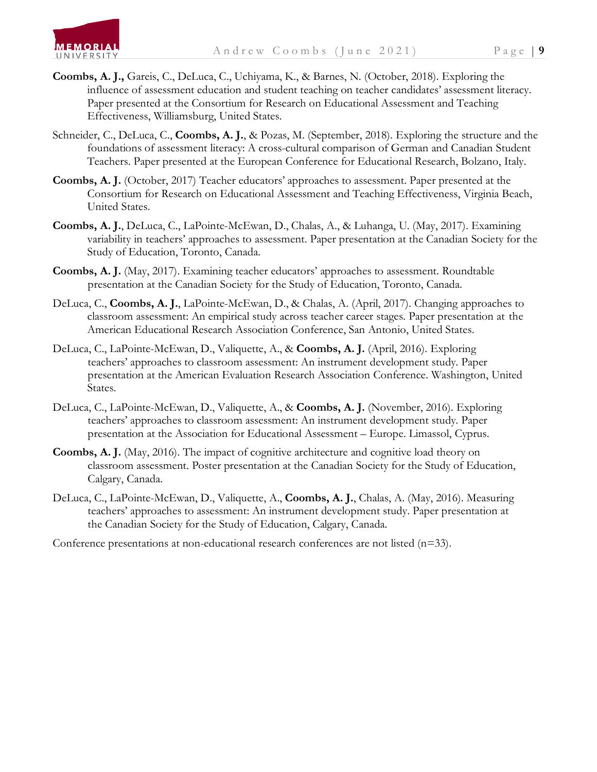**Coombs, A. J.,** Gareis, C., DeLuca, C., Uchiyama, K., & Barnes, N. (October, 2018). Exploring the influence of assessment education and student teaching on teacher candidates' assessment literacy. Paper presented at the Consortium for Research on Educational Assessment and Teaching Effectiveness, Williamsburg, United States.

Schneider, C., DeLuca, C., **Coombs, A. J.**, & Pozas, M. (September, 2018). Exploring the structure and the foundations of assessment literacy: A cross-cultural comparison of German and Canadian Student Teachers. Paper presented at the European Conference for Educational Research, Bolzano, Italy.

**Coombs, A. J.** (October, 2017) Teacher educators' approaches to assessment. Paper presented at the Consortium for Research on Educational Assessment and Teaching Effectiveness, Virginia Beach, United States.

**Coombs, A. J.**, DeLuca, C., LaPointe-McEwan, D., Chalas, A., & Luhanga, U. (May, 2017). Examining variability in teachers' approaches to assessment. Paper presentation at the Canadian Society for the Study of Education, Toronto, Canada.

**Coombs, A. J.** (May, 2017). Examining teacher educators' approaches to assessment. Roundtable presentation at the Canadian Society for the Study of Education, Toronto, Canada.

DeLuca, C., **Coombs, A. J.**, LaPointe-McEwan, D., & Chalas, A. (April, 2017). Changing approaches to classroom assessment: An empirical study across teacher career stages. Paper presentation at the American Educational Research Association Conference, San Antonio, United States.

DeLuca, C., LaPointe-McEwan, D., Valiquette, A., & **Coombs, A. J.** (April, 2016). Exploring teachers' approaches to classroom assessment: An instrument development study. Paper presentation at the American Evaluation Research Association Conference. Washington, United States.

DeLuca, C., LaPointe-McEwan, D., Valiquette, A., & **Coombs, A. J.** (November, 2016). Exploring teachers' approaches to classroom assessment: An instrument development study. Paper presentation at the Association for Educational Assessment – Europe. Limassol, Cyprus.

**Coombs, A. J.** (May, 2016). The impact of cognitive architecture and cognitive load theory on classroom assessment. Poster presentation at the Canadian Society for the Study of Education, Calgary, Canada.

DeLuca, C., LaPointe-McEwan, D., Valiquette, A., **Coombs, A. J.**, Chalas, A. (May, 2016). Measuring teachers' approaches to assessment: An instrument development study. Paper presentation at the Canadian Society for the Study of Education, Calgary, Canada.

Conference presentations at non-educational research conferences are not listed (n=33).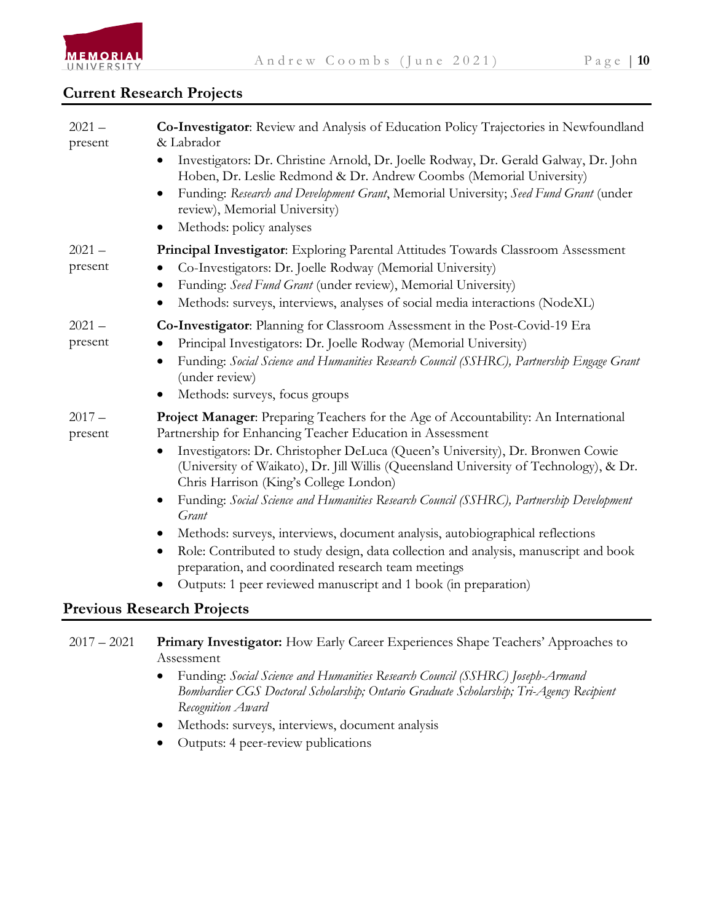## Current Research Projects

2021 – present

**Co-Investigator**: Review and Analysis of Education Policy Trajectories in Newfoundland & Labrador

- Investigators: Dr. Christine Arnold, Dr. Joelle Rodway, Dr. Gerald Galway, Dr. John Hoben, Dr. Leslie Redmond & Dr. Andrew Coombs (Memorial University)
- Funding: *Research and Development Grant*, Memorial University; *Seed Fund Grant* (under review), Memorial University)
- Methods: policy analyses

2021 – present

**Principal Investigator**: Exploring Parental Attitudes Towards Classroom Assessment

- Co-Investigators: Dr. Joelle Rodway (Memorial University)
- Funding: *Seed Fund Grant* (under review), Memorial University)
- Methods: surveys, interviews, analyses of social media interactions (NodeXL)

2021 – present

**Co-Investigator**: Planning for Classroom Assessment in the Post-Covid-19 Era

- Principal Investigators: Dr. Joelle Rodway (Memorial University)
- Funding: *Social Science and Humanities Research Council (SSHRC), Partnership Engage Grant* (under review)
- Methods: surveys, focus groups

2017 – present

**Project Manager**: Preparing Teachers for the Age of Accountability: An International Partnership for Enhancing Teacher Education in Assessment

- Investigators: Dr. Christopher DeLuca (Queen's University), Dr. Bronwen Cowie (University of Waikato), Dr. Jill Willis (Queensland University of Technology), & Dr. Chris Harrison (King's College London)
- Funding: *Social Science and Humanities Research Council (SSHRC), Partnership Development Grant*
- Methods: surveys, interviews, document analysis, autobiographical reflections
- Role: Contributed to study design, data collection and analysis, manuscript and book preparation, and coordinated research team meetings
- Outputs: 1 peer reviewed manuscript and 1 book (in preparation)

## Previous Research Projects

2017 – 2021

**Primary Investigator:** How Early Career Experiences Shape Teachers' Approaches to Assessment

- Funding: *Social Science and Humanities Research Council (SSHRC) Joseph-Armand Bombardier CGS Doctoral Scholarship; Ontario Graduate Scholarship; Tri-Agency Recipient Recognition Award*
- Methods: surveys, interviews, document analysis
- Outputs: 4 peer-review publications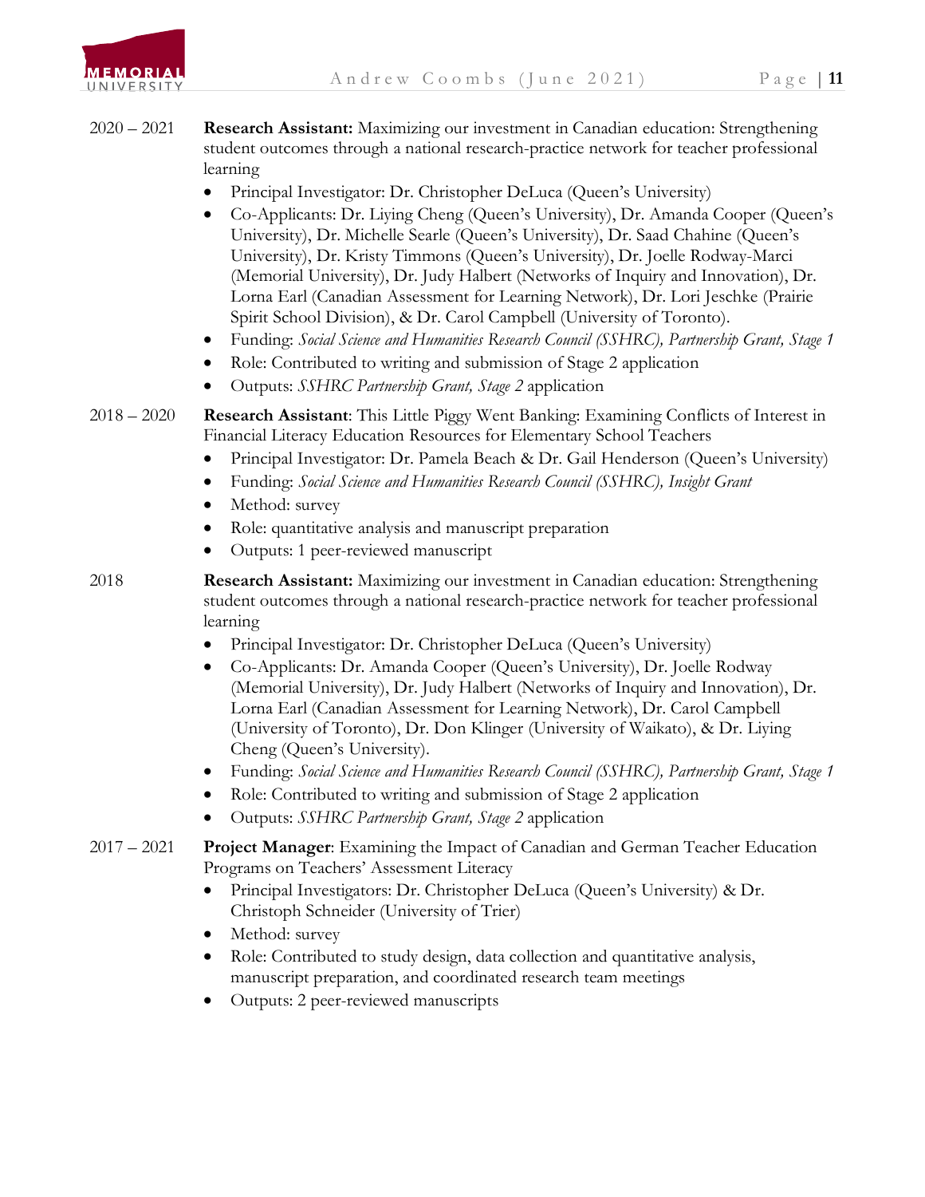2020 – 2021 **Research Assistant:** Maximizing our investment in Canadian education: Strengthening student outcomes through a national research-practice network for teacher professional learning

- Principal Investigator: Dr. Christopher DeLuca (Queen's University)
- Co-Applicants: Dr. Liying Cheng (Queen's University), Dr. Amanda Cooper (Queen's University), Dr. Michelle Searle (Queen's University), Dr. Saad Chahine (Queen's University), Dr. Kristy Timmons (Queen's University), Dr. Joelle Rodway-Marci (Memorial University), Dr. Judy Halbert (Networks of Inquiry and Innovation), Dr. Lorna Earl (Canadian Assessment for Learning Network), Dr. Lori Jeschke (Prairie Spirit School Division), & Dr. Carol Campbell (University of Toronto).
- Funding: *Social Science and Humanities Research Council (SSHRC), Partnership Grant, Stage 1*
- Role: Contributed to writing and submission of Stage 2 application
- Outputs: *SSHRC Partnership Grant, Stage 2* application

2018 – 2020 **Research Assistant**: This Little Piggy Went Banking: Examining Conflicts of Interest in Financial Literacy Education Resources for Elementary School Teachers

- Principal Investigator: Dr. Pamela Beach & Dr. Gail Henderson (Queen's University)
- Funding: *Social Science and Humanities Research Council (SSHRC), Insight Grant*
- Method: survey
- Role: quantitative analysis and manuscript preparation
- Outputs: 1 peer-reviewed manuscript

2018 **Research Assistant:** Maximizing our investment in Canadian education: Strengthening student outcomes through a national research-practice network for teacher professional learning

- Principal Investigator: Dr. Christopher DeLuca (Queen's University)
- Co-Applicants: Dr. Amanda Cooper (Queen's University), Dr. Joelle Rodway (Memorial University), Dr. Judy Halbert (Networks of Inquiry and Innovation), Dr. Lorna Earl (Canadian Assessment for Learning Network), Dr. Carol Campbell (University of Toronto), Dr. Don Klinger (University of Waikato), & Dr. Liying Cheng (Queen's University).
- Funding: *Social Science and Humanities Research Council (SSHRC), Partnership Grant, Stage 1*
- Role: Contributed to writing and submission of Stage 2 application
- Outputs: *SSHRC Partnership Grant, Stage 2* application

2017 – 2021 **Project Manager**: Examining the Impact of Canadian and German Teacher Education Programs on Teachers' Assessment Literacy

- Principal Investigators: Dr. Christopher DeLuca (Queen's University) & Dr. Christoph Schneider (University of Trier)
- Method: survey
- Role: Contributed to study design, data collection and quantitative analysis, manuscript preparation, and coordinated research team meetings
- Outputs: 2 peer-reviewed manuscripts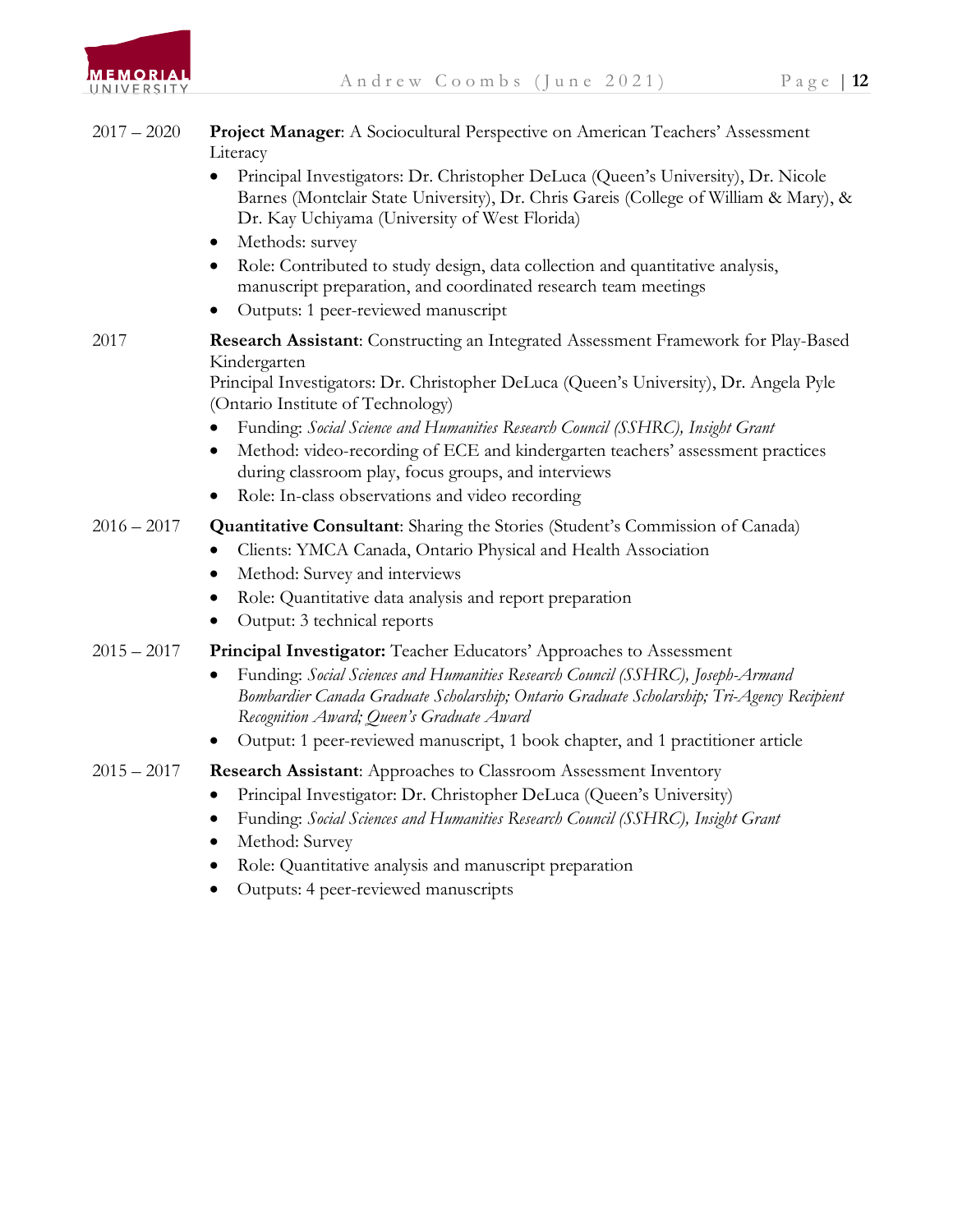2017 – 2020 **Project Manager**: A Sociocultural Perspective on American Teachers' Assessment Literacy

- Principal Investigators: Dr. Christopher DeLuca (Queen's University), Dr. Nicole Barnes (Montclair State University), Dr. Chris Gareis (College of William & Mary), & Dr. Kay Uchiyama (University of West Florida)
- Methods: survey
- Role: Contributed to study design, data collection and quantitative analysis, manuscript preparation, and coordinated research team meetings
- Outputs: 1 peer-reviewed manuscript

2017 **Research Assistant**: Constructing an Integrated Assessment Framework for Play-Based Kindergarten
Principal Investigators: Dr. Christopher DeLuca (Queen's University), Dr. Angela Pyle (Ontario Institute of Technology)

- Funding: *Social Science and Humanities Research Council (SSHRC), Insight Grant*
- Method: video-recording of ECE and kindergarten teachers' assessment practices during classroom play, focus groups, and interviews
- Role: In-class observations and video recording

2016 – 2017 **Quantitative Consultant**: Sharing the Stories (Student's Commission of Canada)

- Clients: YMCA Canada, Ontario Physical and Health Association
- Method: Survey and interviews
- Role: Quantitative data analysis and report preparation
- Output: 3 technical reports

2015 – 2017 **Principal Investigator:** Teacher Educators' Approaches to Assessment

- Funding: *Social Sciences and Humanities Research Council (SSHRC), Joseph-Armand Bombardier Canada Graduate Scholarship; Ontario Graduate Scholarship; Tri-Agency Recipient Recognition Award; Queen's Graduate Award*
- Output: 1 peer-reviewed manuscript, 1 book chapter, and 1 practitioner article

2015 – 2017 **Research Assistant**: Approaches to Classroom Assessment Inventory

- Principal Investigator: Dr. Christopher DeLuca (Queen's University)
- Funding: *Social Sciences and Humanities Research Council (SSHRC), Insight Grant*
- Method: Survey
- Role: Quantitative analysis and manuscript preparation
- Outputs: 4 peer-reviewed manuscripts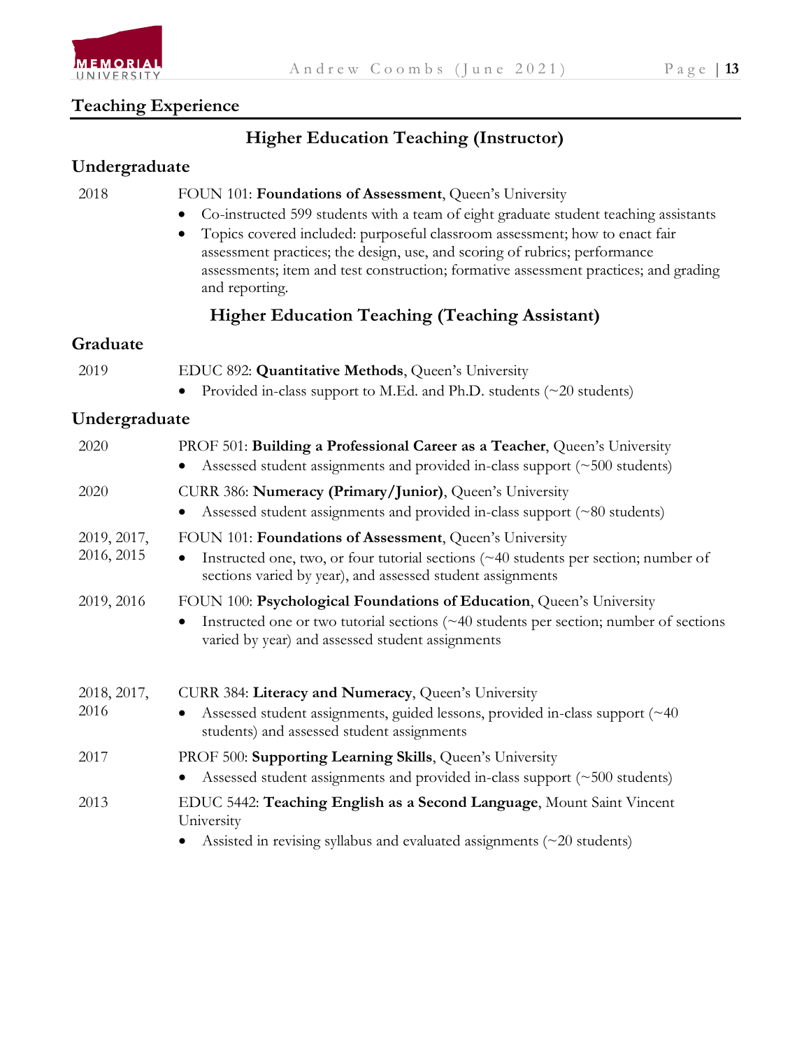## Teaching Experience

### Higher Education Teaching (Instructor)

#### Undergraduate

2018 — FOUN 101: **Foundations of Assessment**, Queen's University

- Co-instructed 599 students with a team of eight graduate student teaching assistants
- Topics covered included: purposeful classroom assessment; how to enact fair assessment practices; the design, use, and scoring of rubrics; performance assessments; item and test construction; formative assessment practices; and grading and reporting.

### Higher Education Teaching (Teaching Assistant)

#### Graduate

2019 — EDUC 892: **Quantitative Methods**, Queen's University

- Provided in-class support to M.Ed. and Ph.D. students (~20 students)

#### Undergraduate

2020 — PROF 501: **Building a Professional Career as a Teacher**, Queen's University

- Assessed student assignments and provided in-class support (~500 students)

2020 — CURR 386: **Numeracy (Primary/Junior)**, Queen's University

- Assessed student assignments and provided in-class support (~80 students)

2019, 2017, 2016, 2015 — FOUN 101: **Foundations of Assessment**, Queen's University

- Instructed one, two, or four tutorial sections (~40 students per section; number of sections varied by year), and assessed student assignments

2019, 2016 — FOUN 100: **Psychological Foundations of Education**, Queen's University

- Instructed one or two tutorial sections (~40 students per section; number of sections varied by year) and assessed student assignments

2018, 2017, 2016 — CURR 384: **Literacy and Numeracy**, Queen's University

- Assessed student assignments, guided lessons, provided in-class support (~40 students) and assessed student assignments

2017 — PROF 500: **Supporting Learning Skills**, Queen's University

- Assessed student assignments and provided in-class support (~500 students)

2013 — EDUC 5442: **Teaching English as a Second Language**, Mount Saint Vincent University

- Assisted in revising syllabus and evaluated assignments (~20 students)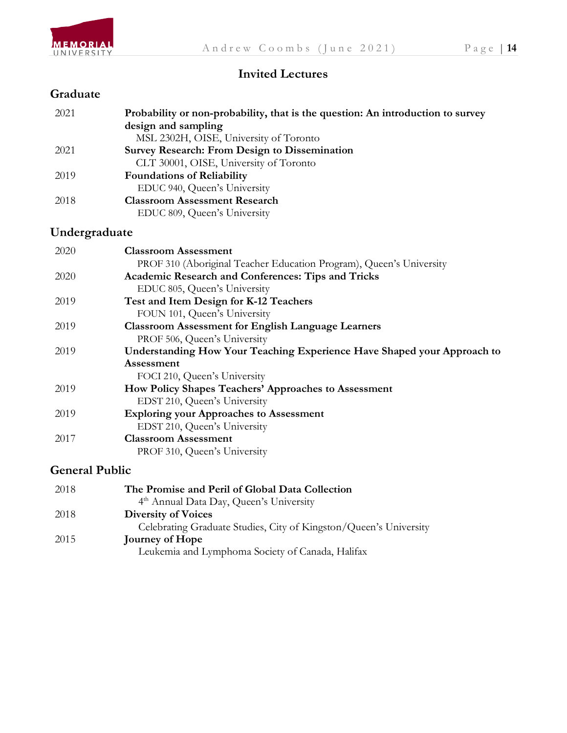# Invited Lectures

## Graduate

2021 **Probability or non-probability, that is the question: An introduction to survey design and sampling**
MSL 2302H, OISE, University of Toronto

2021 **Survey Research: From Design to Dissemination**
CLT 30001, OISE, University of Toronto

2019 **Foundations of Reliability**
EDUC 940, Queen's University

2018 **Classroom Assessment Research**
EDUC 809, Queen's University

## Undergraduate

2020 **Classroom Assessment**
PROF 310 (Aboriginal Teacher Education Program), Queen's University

2020 **Academic Research and Conferences: Tips and Tricks**
EDUC 805, Queen's University

2019 **Test and Item Design for K-12 Teachers**
FOUN 101, Queen's University

2019 **Classroom Assessment for English Language Learners**
PROF 506, Queen's University

2019 **Understanding How Your Teaching Experience Have Shaped your Approach to Assessment**
FOCI 210, Queen's University

2019 **How Policy Shapes Teachers' Approaches to Assessment**
EDST 210, Queen's University

2019 **Exploring your Approaches to Assessment**
EDST 210, Queen's University

2017 **Classroom Assessment**
PROF 310, Queen's University

## General Public

2018 **The Promise and Peril of Global Data Collection**
4th Annual Data Day, Queen's University

2018 **Diversity of Voices**
Celebrating Graduate Studies, City of Kingston/Queen's University

2015 **Journey of Hope**
Leukemia and Lymphoma Society of Canada, Halifax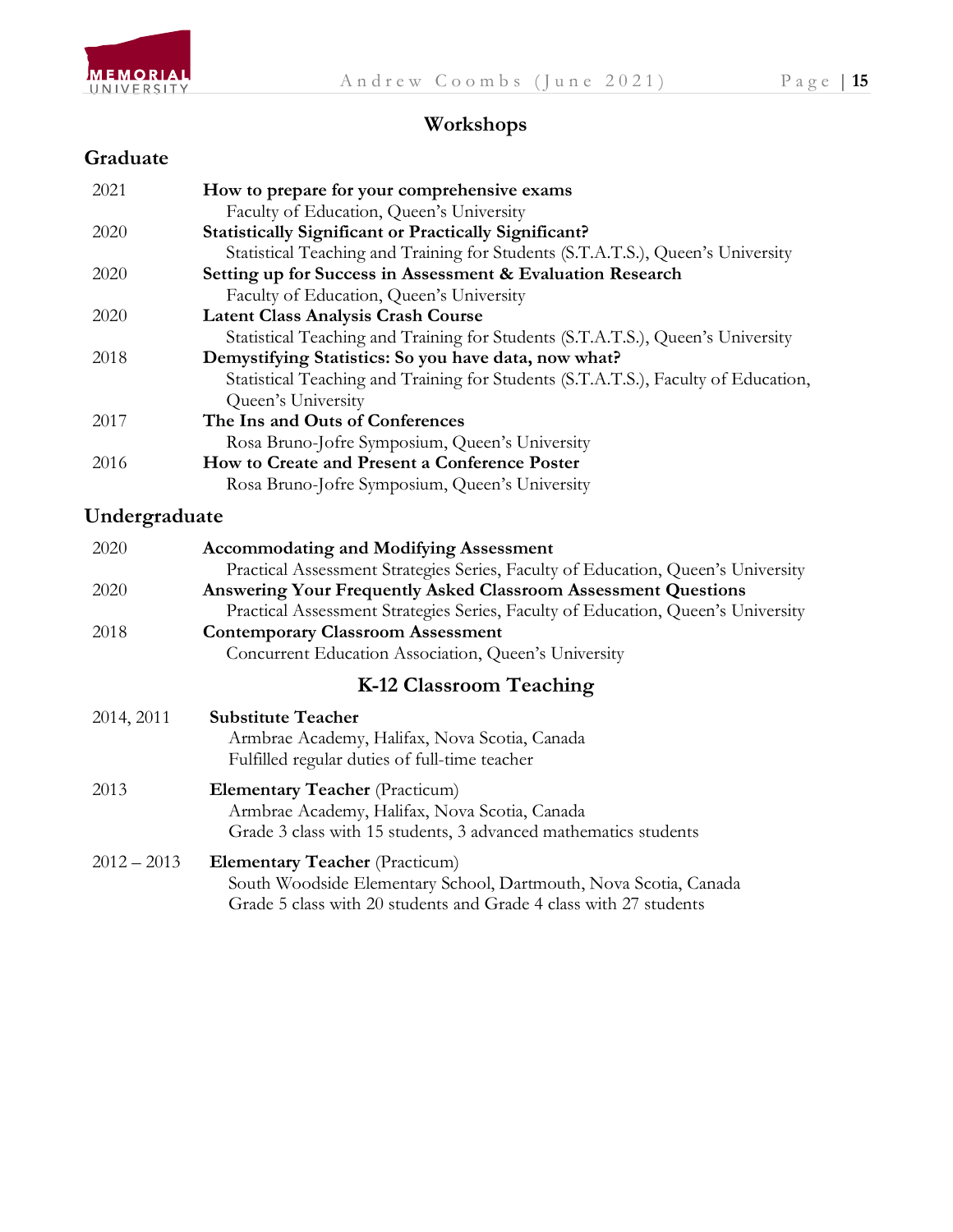## Workshops

### Graduate

2021 **How to prepare for your comprehensive exams**
Faculty of Education, Queen's University

2020 **Statistically Significant or Practically Significant?**
Statistical Teaching and Training for Students (S.T.A.T.S.), Queen's University

2020 **Setting up for Success in Assessment & Evaluation Research**
Faculty of Education, Queen's University

2020 **Latent Class Analysis Crash Course**
Statistical Teaching and Training for Students (S.T.A.T.S.), Queen's University

2018 **Demystifying Statistics: So you have data, now what?**
Statistical Teaching and Training for Students (S.T.A.T.S.), Faculty of Education, Queen's University

2017 **The Ins and Outs of Conferences**
Rosa Bruno-Jofre Symposium, Queen's University

2016 **How to Create and Present a Conference Poster**
Rosa Bruno-Jofre Symposium, Queen's University

### Undergraduate

2020 **Accommodating and Modifying Assessment**
Practical Assessment Strategies Series, Faculty of Education, Queen's University

2020 **Answering Your Frequently Asked Classroom Assessment Questions**
Practical Assessment Strategies Series, Faculty of Education, Queen's University

2018 **Contemporary Classroom Assessment**
Concurrent Education Association, Queen's University

## K-12 Classroom Teaching

2014, 2011 **Substitute Teacher**
Armbrae Academy, Halifax, Nova Scotia, Canada
Fulfilled regular duties of full-time teacher

2013 **Elementary Teacher** (Practicum)
Armbrae Academy, Halifax, Nova Scotia, Canada
Grade 3 class with 15 students, 3 advanced mathematics students

2012 – 2013 **Elementary Teacher** (Practicum)
South Woodside Elementary School, Dartmouth, Nova Scotia, Canada
Grade 5 class with 20 students and Grade 4 class with 27 students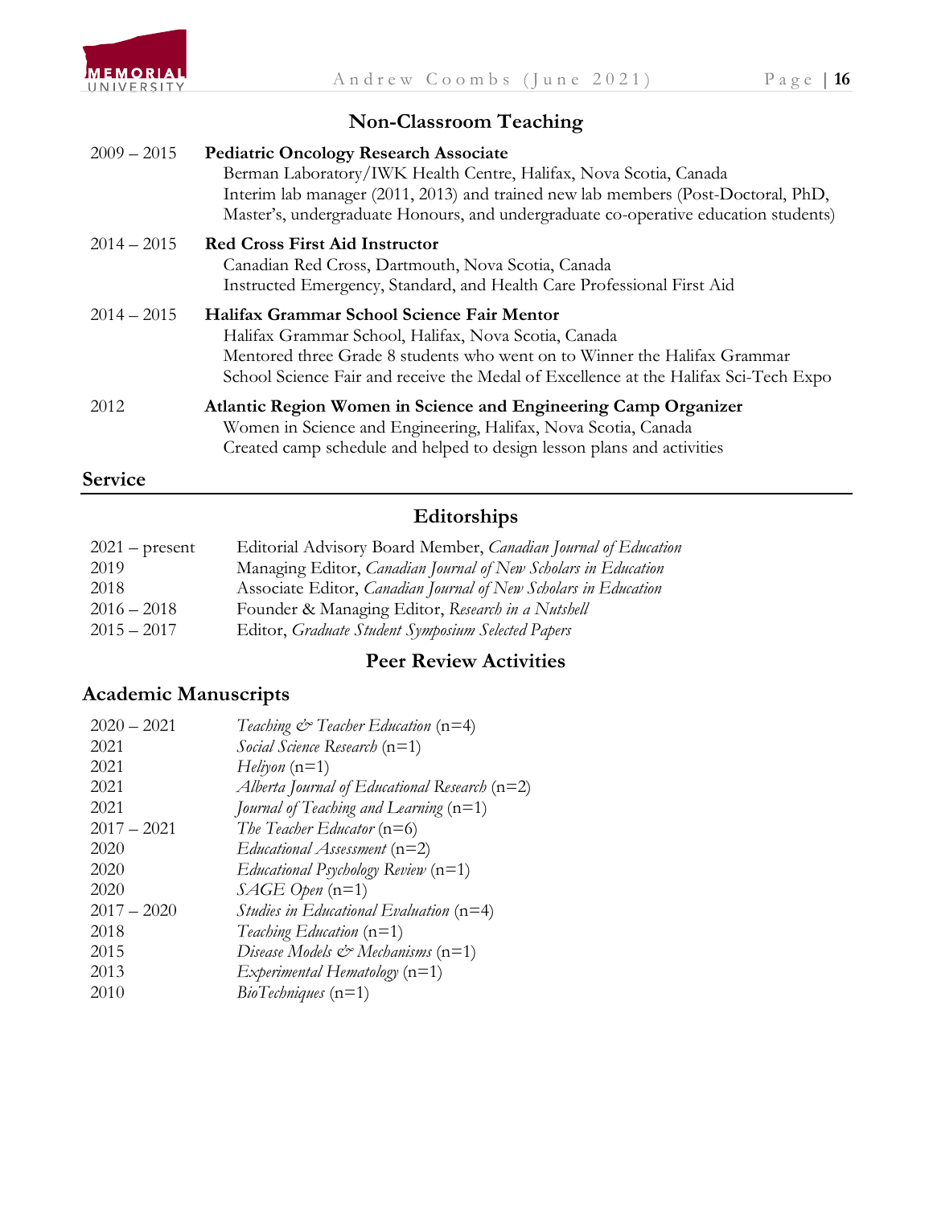## Non-Classroom Teaching

2009 – 2015 **Pediatric Oncology Research Associate**
Berman Laboratory/IWK Health Centre, Halifax, Nova Scotia, Canada
Interim lab manager (2011, 2013) and trained new lab members (Post-Doctoral, PhD, Master's, undergraduate Honours, and undergraduate co-operative education students)

2014 – 2015 **Red Cross First Aid Instructor**
Canadian Red Cross, Dartmouth, Nova Scotia, Canada
Instructed Emergency, Standard, and Health Care Professional First Aid

2014 – 2015 **Halifax Grammar School Science Fair Mentor**
Halifax Grammar School, Halifax, Nova Scotia, Canada
Mentored three Grade 8 students who went on to Winner the Halifax Grammar School Science Fair and receive the Medal of Excellence at the Halifax Sci-Tech Expo

2012 **Atlantic Region Women in Science and Engineering Camp Organizer**
Women in Science and Engineering, Halifax, Nova Scotia, Canada
Created camp schedule and helped to design lesson plans and activities

# Service

## Editorships

2021 – present Editorial Advisory Board Member, *Canadian Journal of Education*
2019 Managing Editor, *Canadian Journal of New Scholars in Education*
2018 Associate Editor, *Canadian Journal of New Scholars in Education*
2016 – 2018 Founder & Managing Editor, *Research in a Nutshell*
2015 – 2017 Editor, *Graduate Student Symposium Selected Papers*

## Peer Review Activities

### Academic Manuscripts

2020 – 2021 *Teaching & Teacher Education* (n=4)
2021 *Social Science Research* (n=1)
2021 *Heliyon* (n=1)
2021 *Alberta Journal of Educational Research* (n=2)
2021 *Journal of Teaching and Learning* (n=1)
2017 – 2021 *The Teacher Educator* (n=6)
2020 *Educational Assessment* (n=2)
2020 *Educational Psychology Review* (n=1)
2020 *SAGE Open* (n=1)
2017 – 2020 *Studies in Educational Evaluation* (n=4)
2018 *Teaching Education* (n=1)
2015 *Disease Models & Mechanisms* (n=1)
2013 *Experimental Hematology* (n=1)
2010 *BioTechniques* (n=1)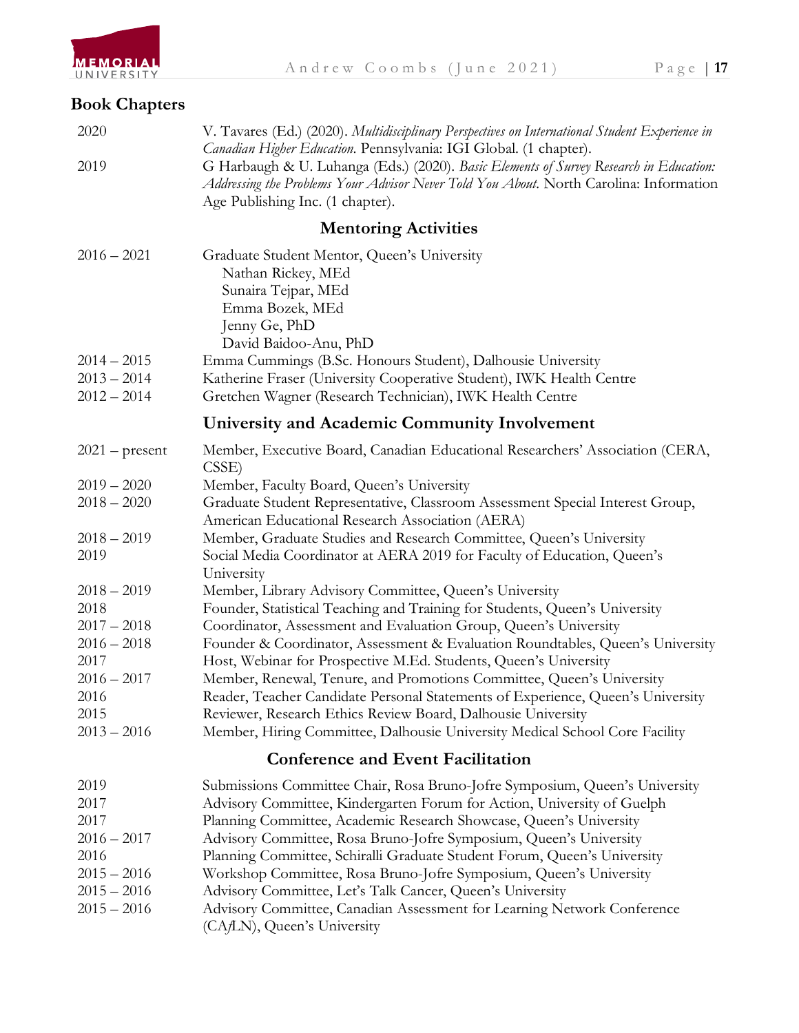## Book Chapters

| | |
|---|---|
| 2020 | V. Tavares (Ed.) (2020). *Multidisciplinary Perspectives on International Student Experience in Canadian Higher Education*. Pennsylvania: IGI Global. (1 chapter). |
| 2019 | G Harbaugh & U. Luhanga (Eds.) (2020). *Basic Elements of Survey Research in Education: Addressing the Problems Your Advisor Never Told You About*. North Carolina: Information Age Publishing Inc. (1 chapter). |

## Mentoring Activities

| | |
|---|---|
| 2016 – 2021 | Graduate Student Mentor, Queen's University<br>Nathan Rickey, MEd<br>Sunaira Tejpar, MEd<br>Emma Bozek, MEd<br>Jenny Ge, PhD<br>David Baidoo-Anu, PhD |
| 2014 – 2015 | Emma Cummings (B.Sc. Honours Student), Dalhousie University |
| 2013 – 2014 | Katherine Fraser (University Cooperative Student), IWK Health Centre |
| 2012 – 2014 | Gretchen Wagner (Research Technician), IWK Health Centre |

## University and Academic Community Involvement

| | |
|---|---|
| 2021 – present | Member, Executive Board, Canadian Educational Researchers' Association (CERA, CSSE) |
| 2019 – 2020 | Member, Faculty Board, Queen's University |
| 2018 – 2020 | Graduate Student Representative, Classroom Assessment Special Interest Group, American Educational Research Association (AERA) |
| 2018 – 2019 | Member, Graduate Studies and Research Committee, Queen's University |
| 2019 | Social Media Coordinator at AERA 2019 for Faculty of Education, Queen's University |
| 2018 – 2019 | Member, Library Advisory Committee, Queen's University |
| 2018 | Founder, Statistical Teaching and Training for Students, Queen's University |
| 2017 – 2018 | Coordinator, Assessment and Evaluation Group, Queen's University |
| 2016 – 2018 | Founder & Coordinator, Assessment & Evaluation Roundtables, Queen's University |
| 2017 | Host, Webinar for Prospective M.Ed. Students, Queen's University |
| 2016 – 2017 | Member, Renewal, Tenure, and Promotions Committee, Queen's University |
| 2016 | Reader, Teacher Candidate Personal Statements of Experience, Queen's University |
| 2015 | Reviewer, Research Ethics Review Board, Dalhousie University |
| 2013 – 2016 | Member, Hiring Committee, Dalhousie University Medical School Core Facility |

## Conference and Event Facilitation

| | |
|---|---|
| 2019 | Submissions Committee Chair, Rosa Bruno-Jofre Symposium, Queen's University |
| 2017 | Advisory Committee, Kindergarten Forum for Action, University of Guelph |
| 2017 | Planning Committee, Academic Research Showcase, Queen's University |
| 2016 – 2017 | Advisory Committee, Rosa Bruno-Jofre Symposium, Queen's University |
| 2016 | Planning Committee, Schiralli Graduate Student Forum, Queen's University |
| 2015 – 2016 | Workshop Committee, Rosa Bruno-Jofre Symposium, Queen's University |
| 2015 – 2016 | Advisory Committee, Let's Talk Cancer, Queen's University |
| 2015 – 2016 | Advisory Committee, Canadian Assessment for Learning Network Conference (CAfLN), Queen's University |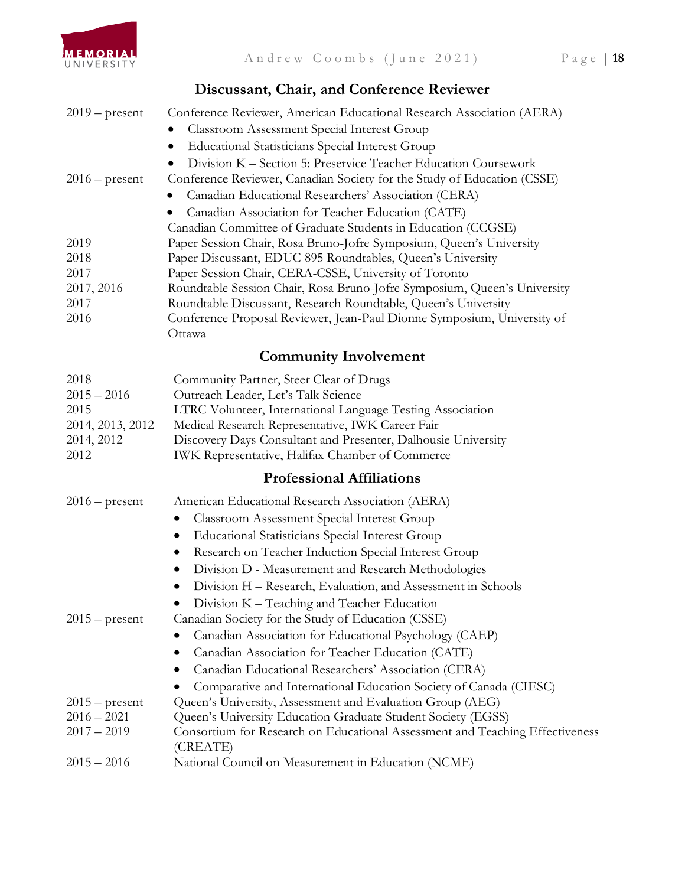## Discussant, Chair, and Conference Reviewer

2019 – present Conference Reviewer, American Educational Research Association (AERA)

- Classroom Assessment Special Interest Group
- Educational Statisticians Special Interest Group
- Division K – Section 5: Preservice Teacher Education Coursework

2016 – present Conference Reviewer, Canadian Society for the Study of Education (CSSE)

- Canadian Educational Researchers' Association (CERA)
- Canadian Association for Teacher Education (CATE)

Canadian Committee of Graduate Students in Education (CCGSE)

2019 Paper Session Chair, Rosa Bruno-Jofre Symposium, Queen's University
2018 Paper Discussant, EDUC 895 Roundtables, Queen's University
2017 Paper Session Chair, CERA-CSSE, University of Toronto
2017, 2016 Roundtable Session Chair, Rosa Bruno-Jofre Symposium, Queen's University
2017 Roundtable Discussant, Research Roundtable, Queen's University
2016 Conference Proposal Reviewer, Jean-Paul Dionne Symposium, University of Ottawa

## Community Involvement

2018 Community Partner, Steer Clear of Drugs
2015 – 2016 Outreach Leader, Let's Talk Science
2015 LTRC Volunteer, International Language Testing Association
2014, 2013, 2012 Medical Research Representative, IWK Career Fair
2014, 2012 Discovery Days Consultant and Presenter, Dalhousie University
2012 IWK Representative, Halifax Chamber of Commerce

## Professional Affiliations

2016 – present American Educational Research Association (AERA)

- Classroom Assessment Special Interest Group
- Educational Statisticians Special Interest Group
- Research on Teacher Induction Special Interest Group
- Division D - Measurement and Research Methodologies
- Division H – Research, Evaluation, and Assessment in Schools
- Division K – Teaching and Teacher Education

2015 – present Canadian Society for the Study of Education (CSSE)

- Canadian Association for Educational Psychology (CAEP)
- Canadian Association for Teacher Education (CATE)
- Canadian Educational Researchers' Association (CERA)
- Comparative and International Education Society of Canada (CIESC)

2015 – present Queen's University, Assessment and Evaluation Group (AEG)
2016 – 2021 Queen's University Education Graduate Student Society (EGSS)
2017 – 2019 Consortium for Research on Educational Assessment and Teaching Effectiveness (CREATE)
2015 – 2016 National Council on Measurement in Education (NCME)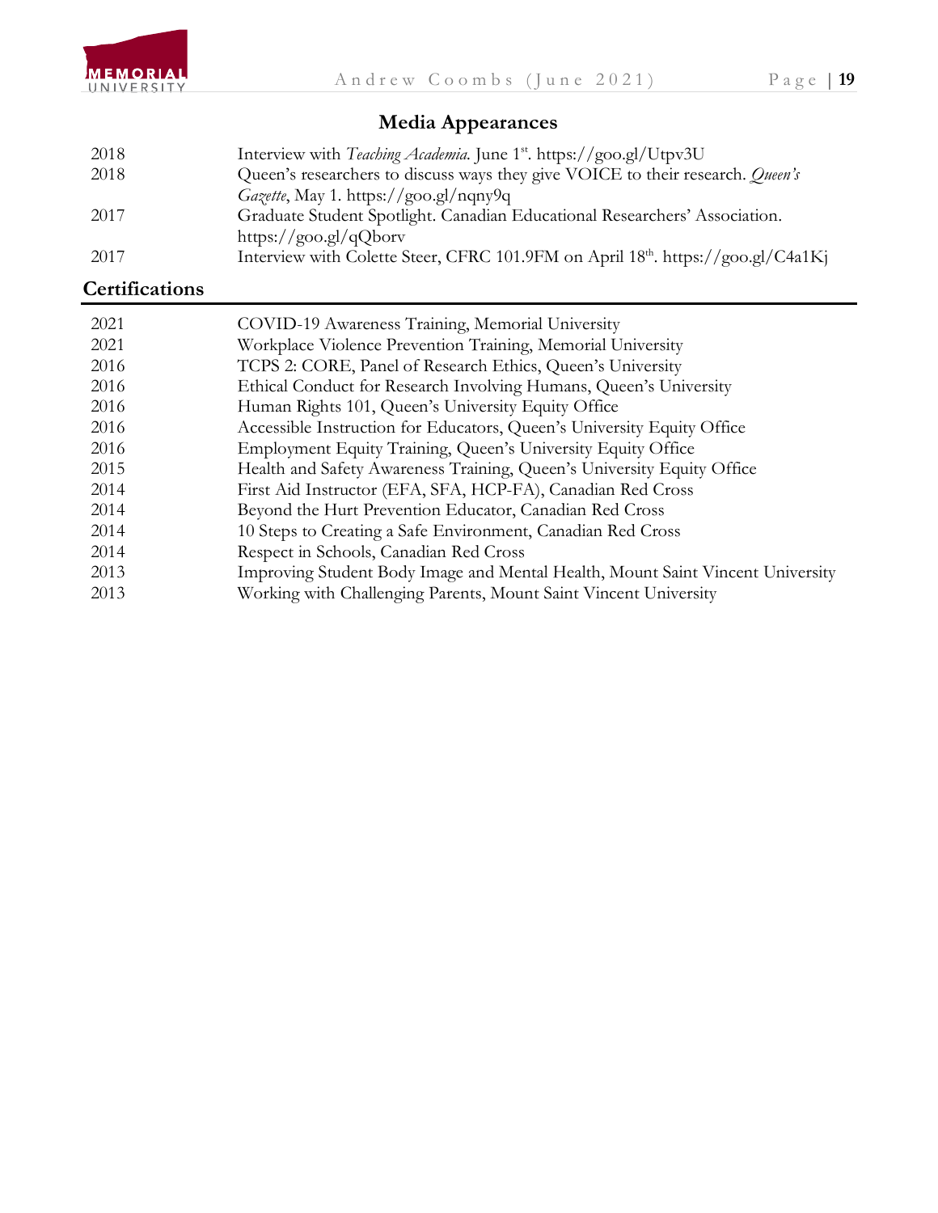## Media Appearances

| | |
|---|---|
| 2018 | Interview with *Teaching Academia.* June 1st. https://goo.gl/Utpv3U |
| 2018 | Queen's researchers to discuss ways they give VOICE to their research. *Queen's Gazette*, May 1. https://goo.gl/nqny9q |
| 2017 | Graduate Student Spotlight. Canadian Educational Researchers' Association. https://goo.gl/qQborv |
| 2017 | Interview with Colette Steer, CFRC 101.9FM on April 18th. https://goo.gl/C4a1Kj |

## Certifications

| | |
|---|---|
| 2021 | COVID-19 Awareness Training, Memorial University |
| 2021 | Workplace Violence Prevention Training, Memorial University |
| 2016 | TCPS 2: CORE, Panel of Research Ethics, Queen's University |
| 2016 | Ethical Conduct for Research Involving Humans, Queen's University |
| 2016 | Human Rights 101, Queen's University Equity Office |
| 2016 | Accessible Instruction for Educators, Queen's University Equity Office |
| 2016 | Employment Equity Training, Queen's University Equity Office |
| 2015 | Health and Safety Awareness Training, Queen's University Equity Office |
| 2014 | First Aid Instructor (EFA, SFA, HCP-FA), Canadian Red Cross |
| 2014 | Beyond the Hurt Prevention Educator, Canadian Red Cross |
| 2014 | 10 Steps to Creating a Safe Environment, Canadian Red Cross |
| 2014 | Respect in Schools, Canadian Red Cross |
| 2013 | Improving Student Body Image and Mental Health, Mount Saint Vincent University |
| 2013 | Working with Challenging Parents, Mount Saint Vincent University |